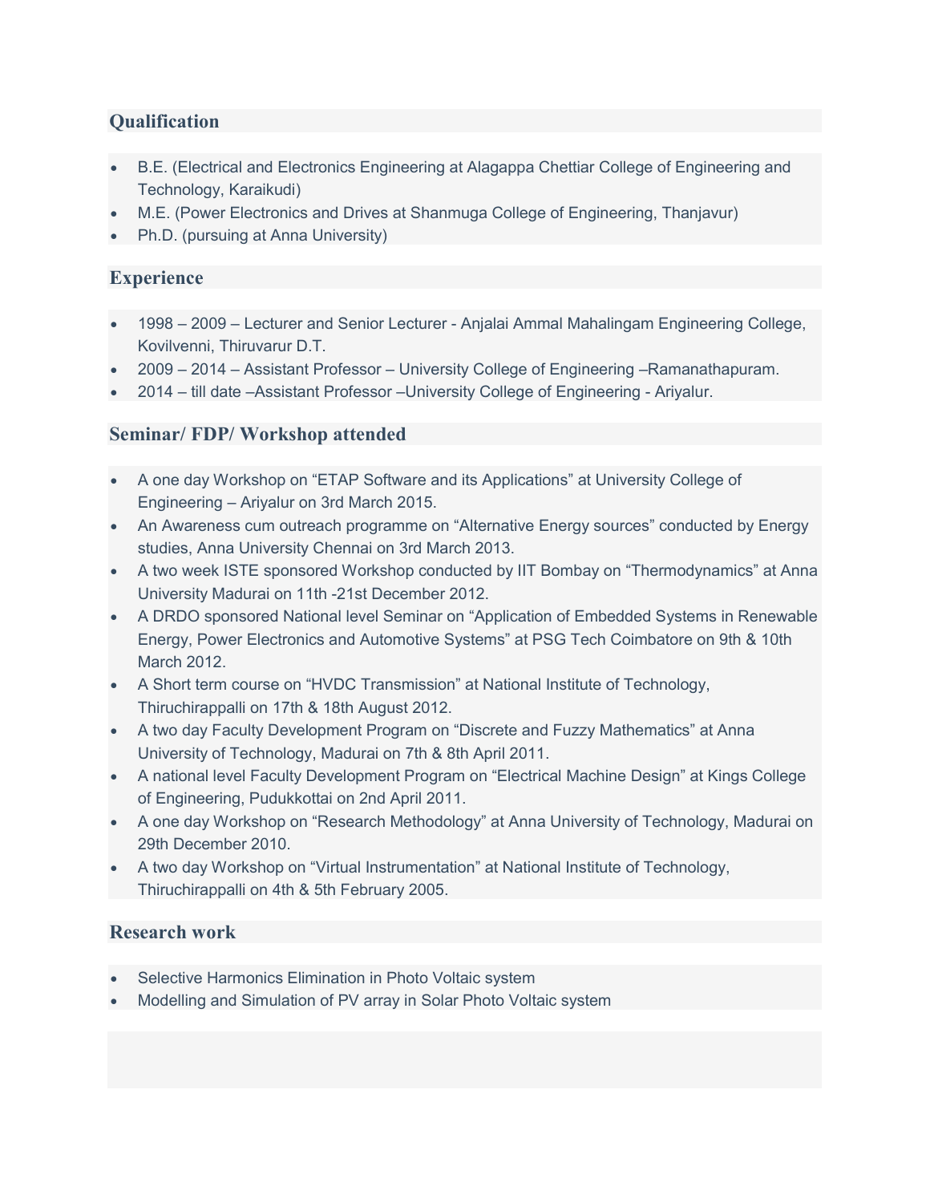## Qualification

- B.E. (Electrical and Electronics Engineering at Alagappa Chettiar College of Engineering and Technology, Karaikudi)
- M.E. (Power Electronics and Drives at Shanmuga College of Engineering, Thanjavur)
- Ph.D. (pursuing at Anna University)

## Experience

- 1998 – 2009 – Lecturer and Senior Lecturer - Anjalai Ammal Mahalingam Engineering College, Kovilvenni, Thiruvarur D.T.
- 2009 – 2014 – Assistant Professor – University College of Engineering –Ramanathapuram.
- 2014 – till date –Assistant Professor –University College of Engineering - Ariyalur.

## Seminar/ FDP/ Workshop attended

- A one day Workshop on "ETAP Software and its Applications" at University College of Engineering – Ariyalur on 3rd March 2015.
- An Awareness cum outreach programme on "Alternative Energy sources" conducted by Energy studies, Anna University Chennai on 3rd March 2013.
- A two week ISTE sponsored Workshop conducted by IIT Bombay on "Thermodynamics" at Anna University Madurai on 11th -21st December 2012.
- A DRDO sponsored National level Seminar on "Application of Embedded Systems in Renewable Energy, Power Electronics and Automotive Systems" at PSG Tech Coimbatore on 9th & 10th March 2012.
- A Short term course on "HVDC Transmission" at National Institute of Technology, Thiruchirappalli on 17th & 18th August 2012.
- A two day Faculty Development Program on "Discrete and Fuzzy Mathematics" at Anna University of Technology, Madurai on 7th & 8th April 2011.
- A national level Faculty Development Program on "Electrical Machine Design" at Kings College of Engineering, Pudukkottai on 2nd April 2011.
- A one day Workshop on "Research Methodology" at Anna University of Technology, Madurai on 29th December 2010.
- A two day Workshop on "Virtual Instrumentation" at National Institute of Technology, Thiruchirappalli on 4th & 5th February 2005.

## Research work

- Selective Harmonics Elimination in Photo Voltaic system
- Modelling and Simulation of PV array in Solar Photo Voltaic system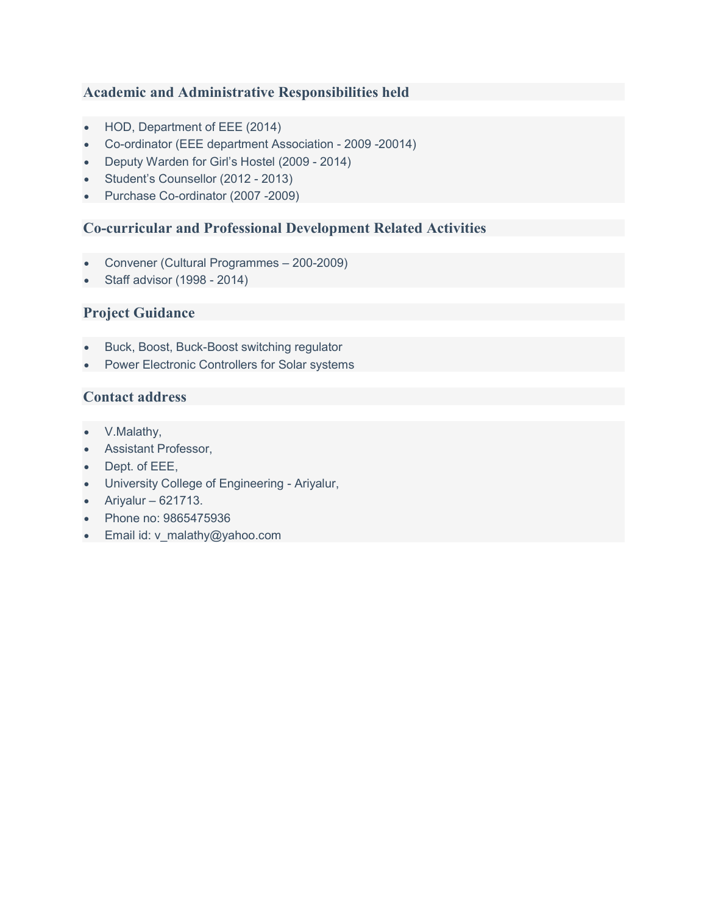## Academic and Administrative Responsibilities held

- HOD, Department of EEE (2014)
- Co-ordinator (EEE department Association - 2009 -20014)
- Deputy Warden for Girl's Hostel (2009 - 2014)
- Student's Counsellor (2012 - 2013)
- Purchase Co-ordinator (2007 -2009)

## Co-curricular and Professional Development Related Activities

- Convener (Cultural Programmes – 200-2009)
- Staff advisor (1998 - 2014)

## Project Guidance

- Buck, Boost, Buck-Boost switching regulator
- Power Electronic Controllers for Solar systems

## Contact address

- V.Malathy,
- Assistant Professor,
- Dept. of EEE,
- University College of Engineering - Ariyalur,
- Ariyalur – 621713.
- Phone no: 9865475936
- Email id: v_malathy@yahoo.com